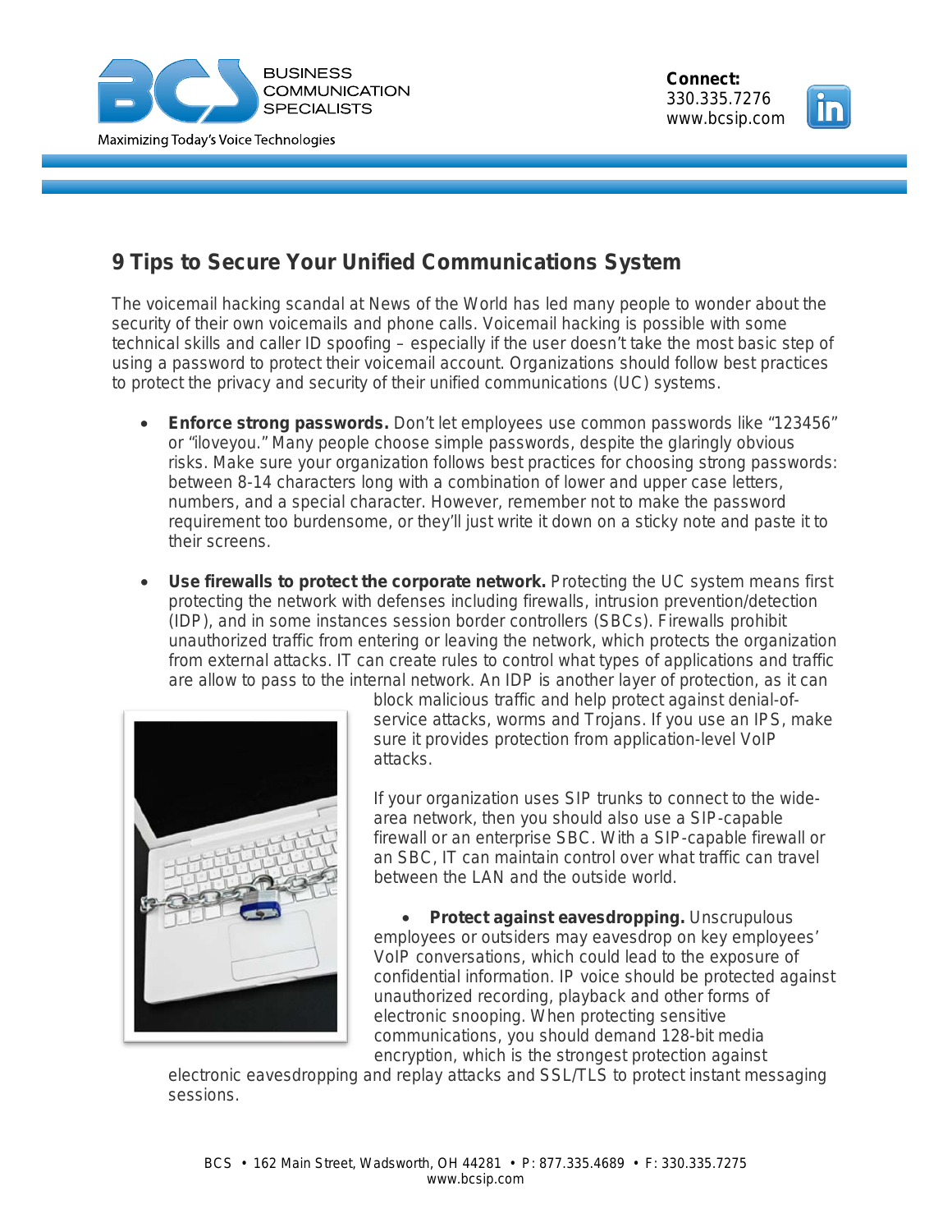# 9 Tips to Secure Your Unified Communications System

The voicemail hacking scandal at News of the World has led many people to wonder about the security of their own voicemails and phone calls. Voicemail hacking is possible with some technical skills and caller ID spoofing – especially if the user doesn't take the most basic step of using a password to protect their voicemail account. Organizations should follow best practices to protect the privacy and security of their unified communications (UC) systems.

- **Enforce strong passwords.** Don't let employees use common passwords like "123456" or "iloveyou." Many people choose simple passwords, despite the glaringly obvious risks. Make sure your organization follows best practices for choosing strong passwords: between 8-14 characters long with a combination of lower and upper case letters, numbers, and a special character. However, remember not to make the password requirement too burdensome, or they'll just write it down on a sticky note and paste it to their screens.

- **Use firewalls to protect the corporate network.** Protecting the UC system means first protecting the network with defenses including firewalls, intrusion prevention/detection (IDP), and in some instances session border controllers (SBCs). Firewalls prohibit unauthorized traffic from entering or leaving the network, which protects the organization from external attacks. IT can create rules to control what types of applications and traffic are allow to pass to the internal network. An IDP is another layer of protection, as it can block malicious traffic and help protect against denial-of-service attacks, worms and Trojans. If you use an IPS, make sure it provides protection from application-level VoIP attacks.

  If your organization uses SIP trunks to connect to the wide-area network, then you should also use a SIP-capable firewall or an enterprise SBC. With a SIP-capable firewall or an SBC, IT can maintain control over what traffic can travel between the LAN and the outside world.

- **Protect against eavesdropping.** Unscrupulous employees or outsiders may eavesdrop on key employees' VoIP conversations, which could lead to the exposure of confidential information. IP voice should be protected against unauthorized recording, playback and other forms of electronic snooping. When protecting sensitive communications, you should demand 128-bit media encryption, which is the strongest protection against electronic eavesdropping and replay attacks and SSL/TLS to protect instant messaging sessions.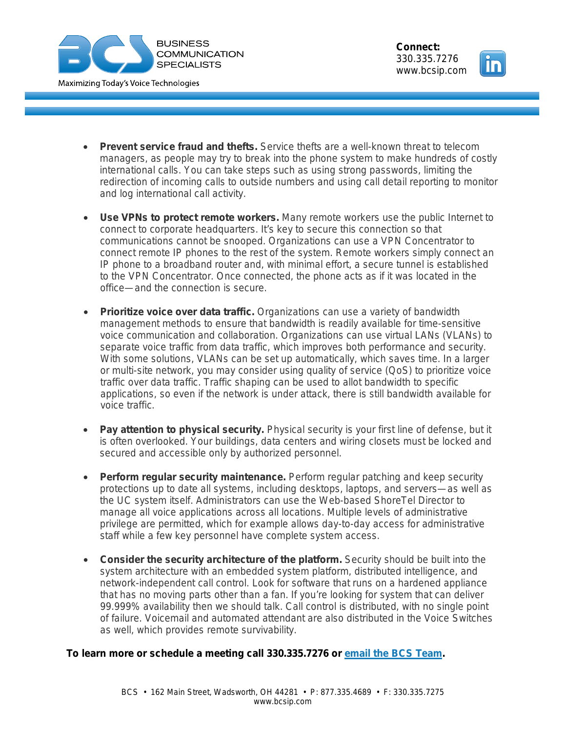- **Prevent service fraud and thefts.** Service thefts are a well-known threat to telecom managers, as people may try to break into the phone system to make hundreds of costly international calls. You can take steps such as using strong passwords, limiting the redirection of incoming calls to outside numbers and using call detail reporting to monitor and log international call activity.

- **Use VPNs to protect remote workers.** Many remote workers use the public Internet to connect to corporate headquarters. It's key to secure this connection so that communications cannot be snooped. Organizations can use a VPN Concentrator to connect remote IP phones to the rest of the system. Remote workers simply connect an IP phone to a broadband router and, with minimal effort, a secure tunnel is established to the VPN Concentrator. Once connected, the phone acts as if it was located in the office—and the connection is secure.

- **Prioritize voice over data traffic.** Organizations can use a variety of bandwidth management methods to ensure that bandwidth is readily available for time-sensitive voice communication and collaboration. Organizations can use virtual LANs (VLANs) to separate voice traffic from data traffic, which improves both performance and security. With some solutions, VLANs can be set up automatically, which saves time. In a larger or multi-site network, you may consider using quality of service (QoS) to prioritize voice traffic over data traffic. Traffic shaping can be used to allot bandwidth to specific applications, so even if the network is under attack, there is still bandwidth available for voice traffic.

- **Pay attention to physical security.** Physical security is your first line of defense, but it is often overlooked. Your buildings, data centers and wiring closets must be locked and secured and accessible only by authorized personnel.

- **Perform regular security maintenance.** Perform regular patching and keep security protections up to date all systems, including desktops, laptops, and servers—as well as the UC system itself. Administrators can use the Web-based ShoreTel Director to manage all voice applications across all locations. Multiple levels of administrative privilege are permitted, which for example allows day-to-day access for administrative staff while a few key personnel have complete system access.

- **Consider the security architecture of the platform.** Security should be built into the system architecture with an embedded system platform, distributed intelligence, and network-independent call control. Look for software that runs on a hardened appliance that has no moving parts other than a fan. If you're looking for system that can deliver 99.999% availability then we should talk. Call control is distributed, with no single point of failure. Voicemail and automated attendant are also distributed in the Voice Switches as well, which provides remote survivability.

**To learn more or schedule a meeting call 330.335.7276 or email the BCS Team.**

BCS • 162 Main Street, Wadsworth, OH 44281 • P: 877.335.4689 • F: 330.335.7275
www.bcsip.com